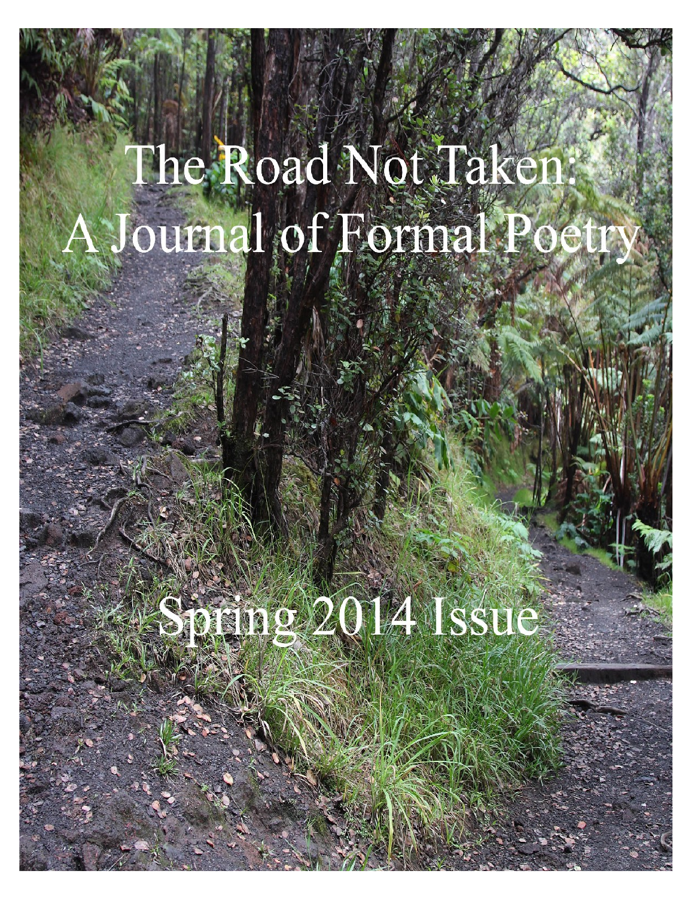# The Road Not Taken: A Journal of Formal Poetry

## Spring 2014 Issue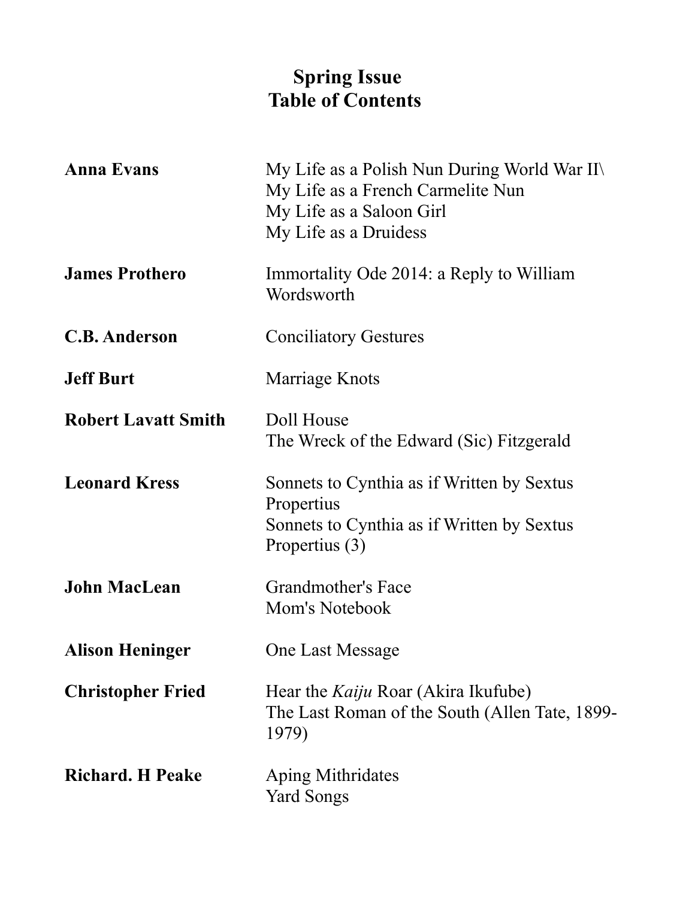# Spring Issue
# Table of Contents

| | |
|---|---|
| **Anna Evans** | My Life as a Polish Nun During World War II\ |
| | My Life as a French Carmelite Nun |
| | My Life as a Saloon Girl |
| | My Life as a Druidess |
| **James Prothero** | Immortality Ode 2014: a Reply to William Wordsworth |
| **C.B. Anderson** | Conciliatory Gestures |
| **Jeff Burt** | Marriage Knots |
| **Robert Lavatt Smith** | Doll House |
| | The Wreck of the Edward (Sic) Fitzgerald |
| **Leonard Kress** | Sonnets to Cynthia as if Written by Sextus Propertius |
| | Sonnets to Cynthia as if Written by Sextus Propertius (3) |
| **John MacLean** | Grandmother's Face |
| | Mom's Notebook |
| **Alison Heninger** | One Last Message |
| **Christopher Fried** | Hear the *Kaiju* Roar (Akira Ikufube) |
| | The Last Roman of the South (Allen Tate, 1899-1979) |
| **Richard. H Peake** | Aping Mithridates |
| | Yard Songs |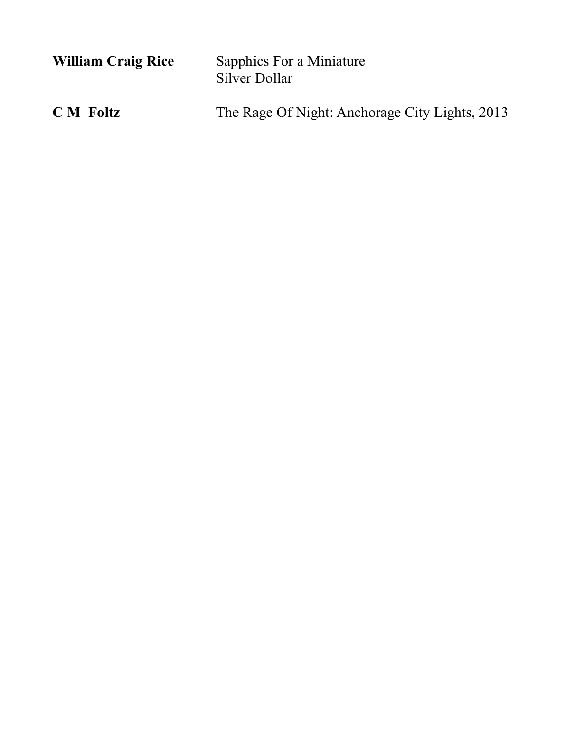**William Craig Rice** Sapphics For a Miniature Silver Dollar

**C M Foltz** The Rage Of Night: Anchorage City Lights, 2013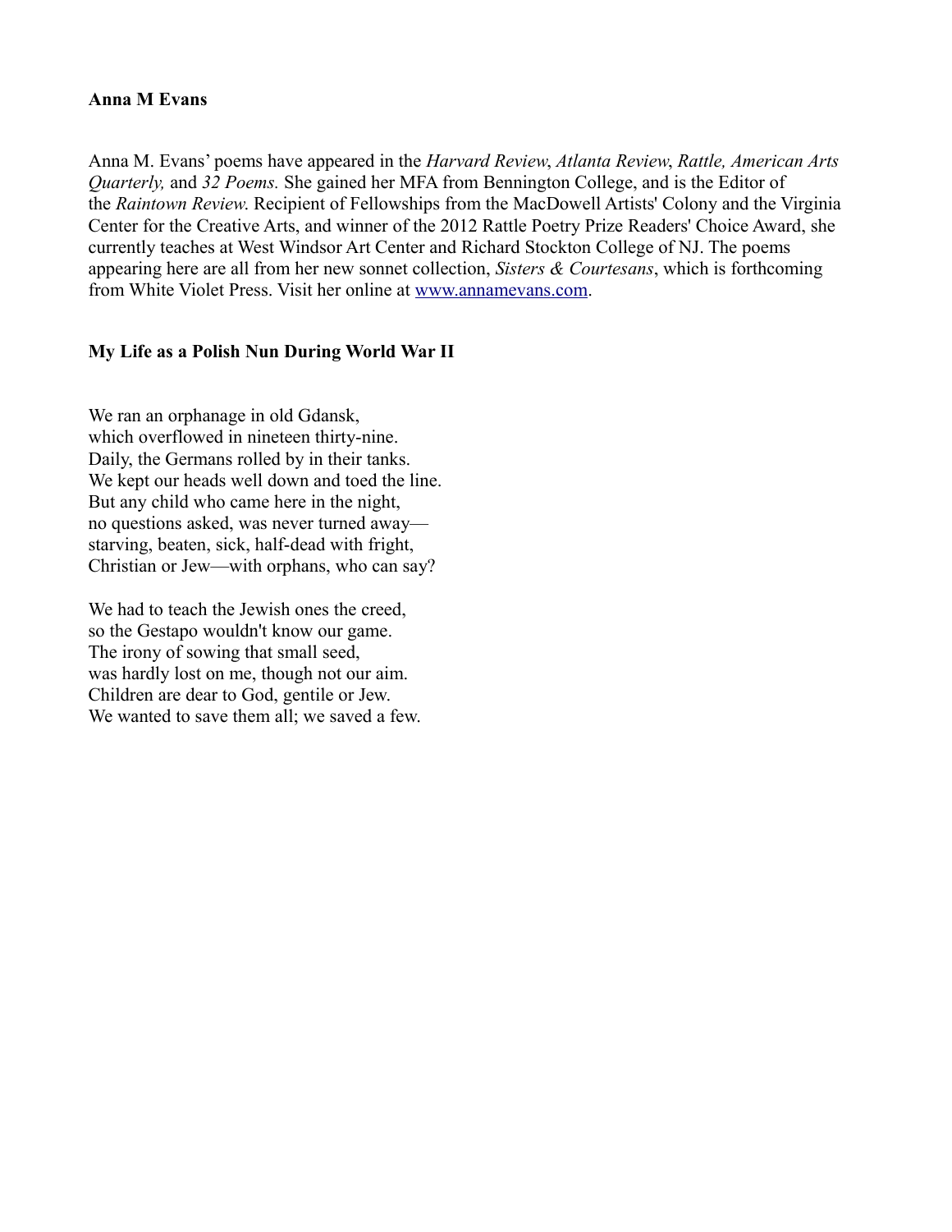**Anna M Evans**

Anna M. Evans' poems have appeared in the *Harvard Review*, *Atlanta Review*, *Rattle, American Arts Quarterly,* and *32 Poems.* She gained her MFA from Bennington College, and is the Editor of the *Raintown Review.* Recipient of Fellowships from the MacDowell Artists' Colony and the Virginia Center for the Creative Arts, and winner of the 2012 Rattle Poetry Prize Readers' Choice Award, she currently teaches at West Windsor Art Center and Richard Stockton College of NJ. The poems appearing here are all from her new sonnet collection, *Sisters & Courtesans*, which is forthcoming from White Violet Press. Visit her online at [www.annamevans.com](http://www.annamevans.com).

**My Life as a Polish Nun During World War II**

We ran an orphanage in old Gdansk,  
which overflowed in nineteen thirty-nine.  
Daily, the Germans rolled by in their tanks.  
We kept our heads well down and toed the line.  
But any child who came here in the night,  
no questions asked, was never turned away—  
starving, beaten, sick, half-dead with fright,  
Christian or Jew—with orphans, who can say?

We had to teach the Jewish ones the creed,  
so the Gestapo wouldn't know our game.  
The irony of sowing that small seed,  
was hardly lost on me, though not our aim.  
Children are dear to God, gentile or Jew.  
We wanted to save them all; we saved a few.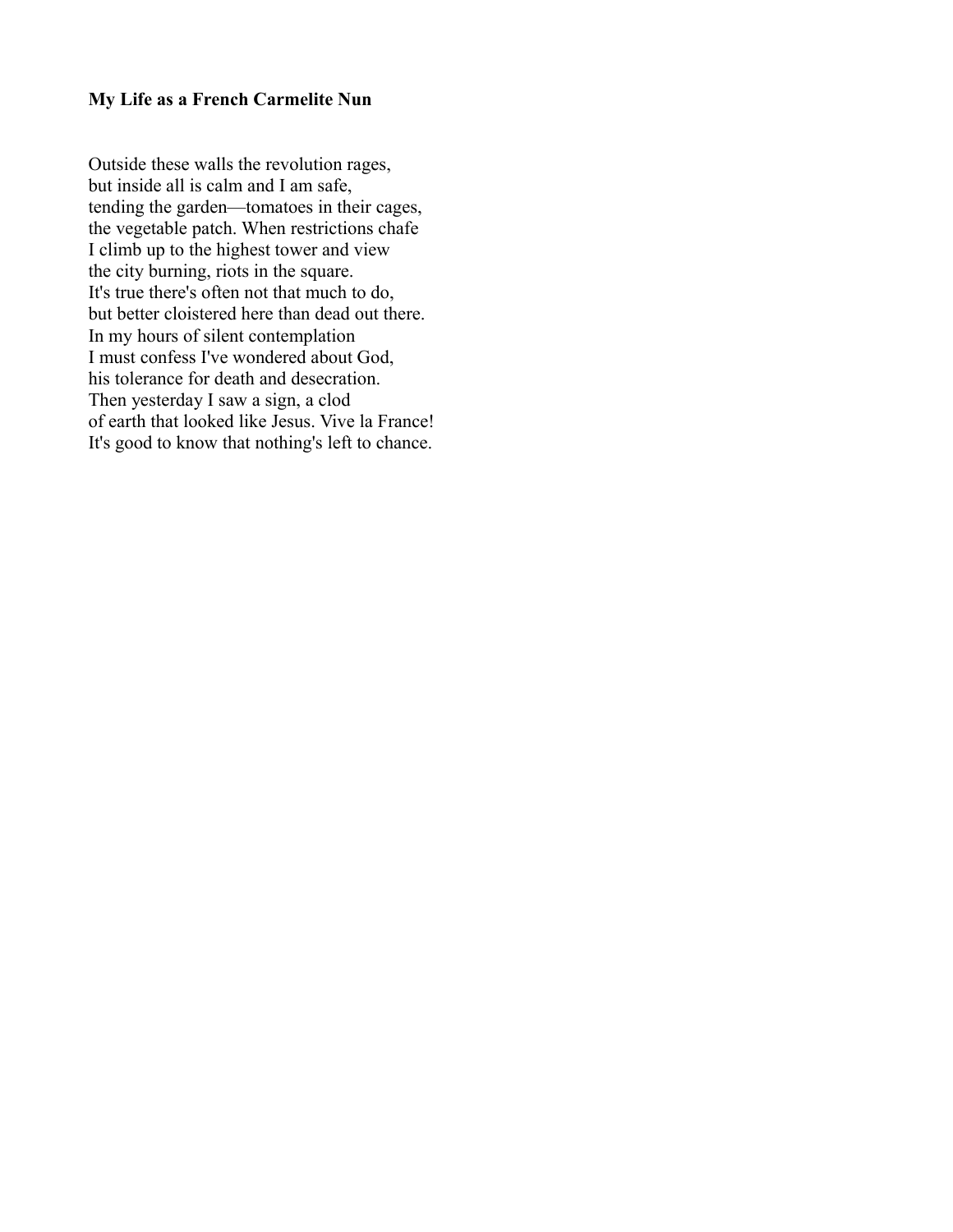**My Life as a French Carmelite Nun**

Outside these walls the revolution rages,
but inside all is calm and I am safe,
tending the garden—tomatoes in their cages,
the vegetable patch. When restrictions chafe
I climb up to the highest tower and view
the city burning, riots in the square.
It's true there's often not that much to do,
but better cloistered here than dead out there.
In my hours of silent contemplation
I must confess I've wondered about God,
his tolerance for death and desecration.
Then yesterday I saw a sign, a clod
of earth that looked like Jesus. Vive la France!
It's good to know that nothing's left to chance.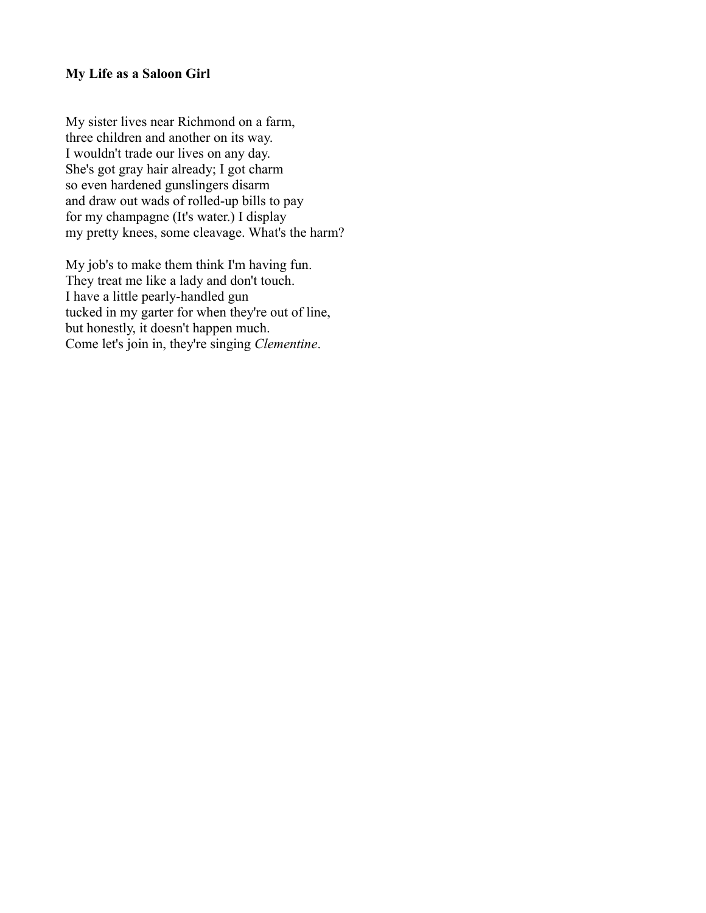**My Life as a Saloon Girl**

My sister lives near Richmond on a farm,  
three children and another on its way.  
I wouldn't trade our lives on any day.  
She's got gray hair already; I got charm  
so even hardened gunslingers disarm  
and draw out wads of rolled-up bills to pay  
for my champagne (It's water.) I display  
my pretty knees, some cleavage. What's the harm?

My job's to make them think I'm having fun.  
They treat me like a lady and don't touch.  
I have a little pearly-handled gun  
tucked in my garter for when they're out of line,  
but honestly, it doesn't happen much.  
Come let's join in, they're singing *Clementine*.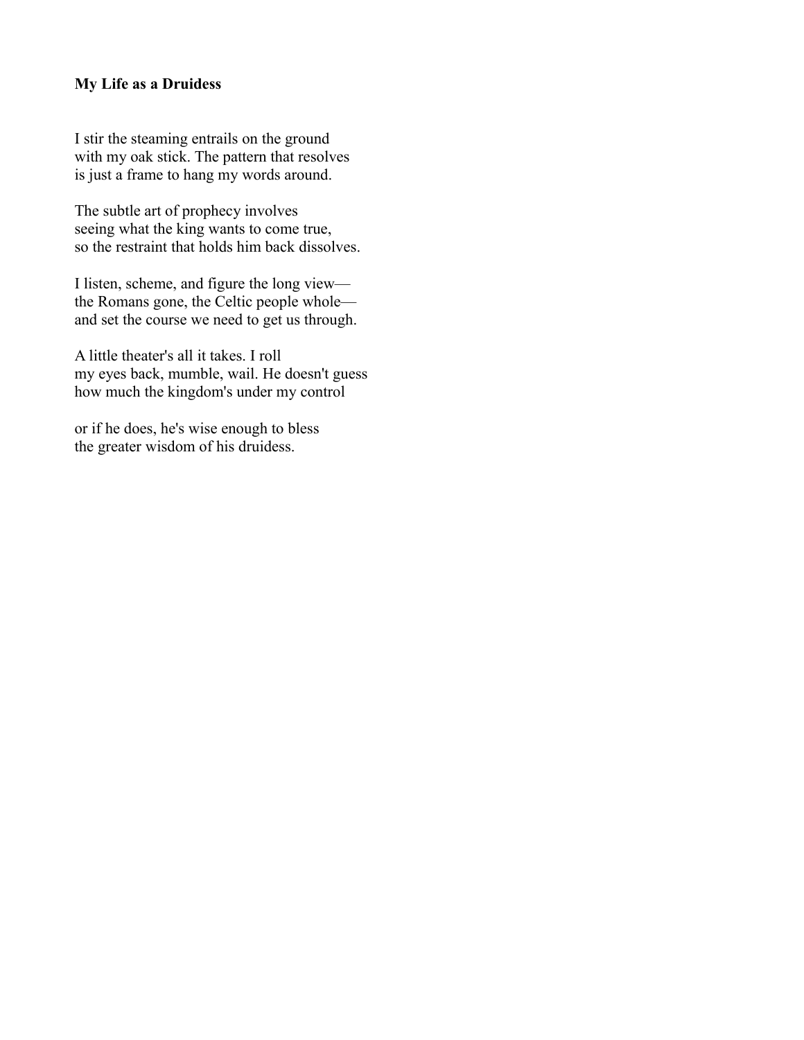**My Life as a Druidess**

I stir the steaming entrails on the ground  
with my oak stick. The pattern that resolves  
is just a frame to hang my words around.

The subtle art of prophecy involves  
seeing what the king wants to come true,  
so the restraint that holds him back dissolves.

I listen, scheme, and figure the long view—  
the Romans gone, the Celtic people whole—  
and set the course we need to get us through.

A little theater's all it takes. I roll  
my eyes back, mumble, wail. He doesn't guess  
how much the kingdom's under my control

or if he does, he's wise enough to bless  
the greater wisdom of his druidess.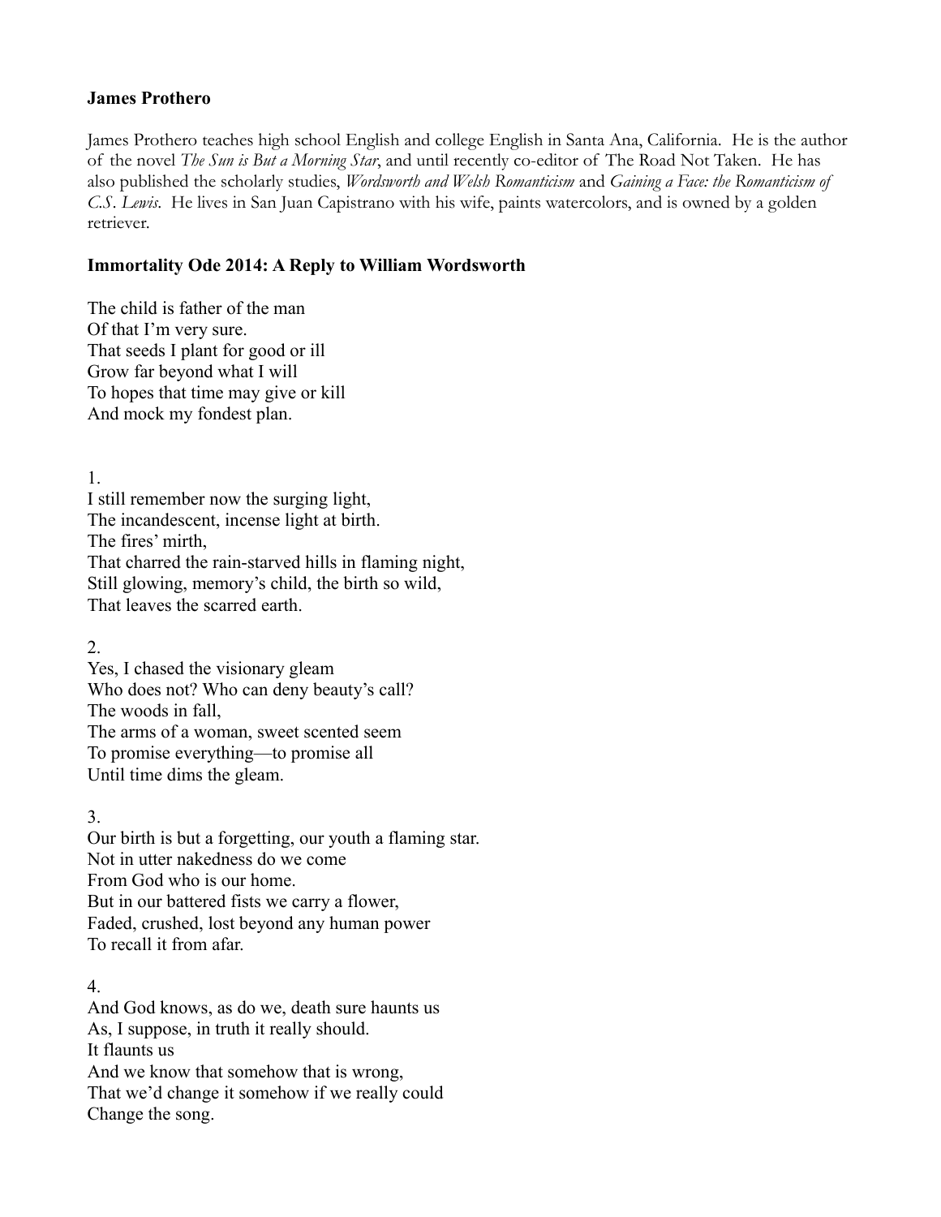**James Prothero**

James Prothero teaches high school English and college English in Santa Ana, California. He is the author of the novel *The Sun is But a Morning Star*, and until recently co-editor of The Road Not Taken. He has also published the scholarly studies, *Wordsworth and Welsh Romanticism* and *Gaining a Face: the Romanticism of C.S. Lewis*. He lives in San Juan Capistrano with his wife, paints watercolors, and is owned by a golden retriever.

**Immortality Ode 2014: A Reply to William Wordsworth**

The child is father of the man  
Of that I'm very sure.  
That seeds I plant for good or ill  
Grow far beyond what I will  
To hopes that time may give or kill  
And mock my fondest plan.

1.  
I still remember now the surging light,  
The incandescent, incense light at birth.  
The fires' mirth,  
That charred the rain-starved hills in flaming night,  
Still glowing, memory's child, the birth so wild,  
That leaves the scarred earth.

2.  
Yes, I chased the visionary gleam  
Who does not? Who can deny beauty's call?  
The woods in fall,  
The arms of a woman, sweet scented seem  
To promise everything—to promise all  
Until time dims the gleam.

3.  
Our birth is but a forgetting, our youth a flaming star.  
Not in utter nakedness do we come  
From God who is our home.  
But in our battered fists we carry a flower,  
Faded, crushed, lost beyond any human power  
To recall it from afar.

4.  
And God knows, as do we, death sure haunts us  
As, I suppose, in truth it really should.  
It flaunts us  
And we know that somehow that is wrong,  
That we'd change it somehow if we really could  
Change the song.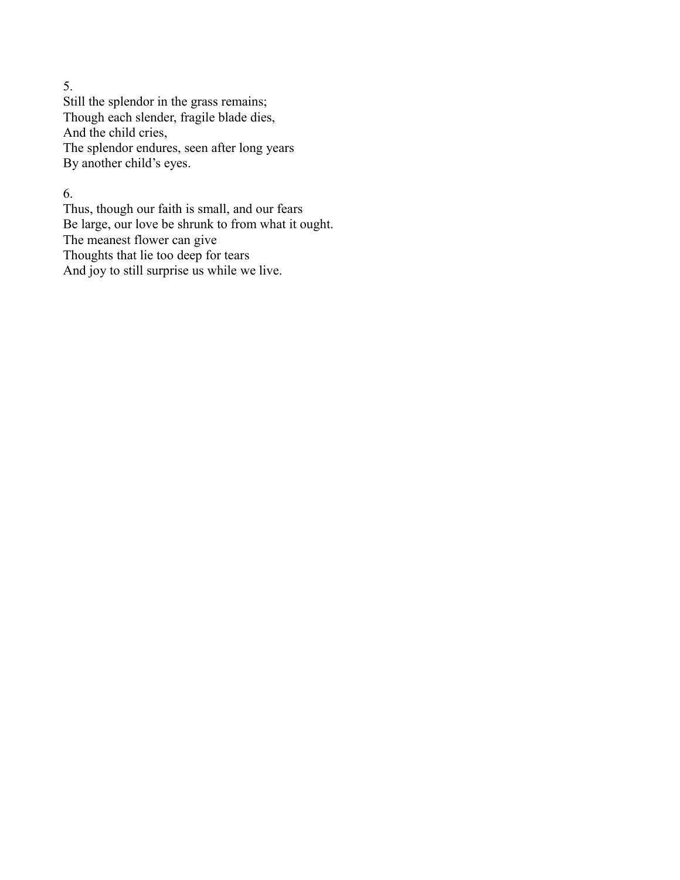5.  
Still the splendor in the grass remains;  
Though each slender, fragile blade dies,  
And the child cries,  
The splendor endures, seen after long years  
By another child's eyes.

6.  
Thus, though our faith is small, and our fears  
Be large, our love be shrunk to from what it ought.  
The meanest flower can give  
Thoughts that lie too deep for tears  
And joy to still surprise us while we live.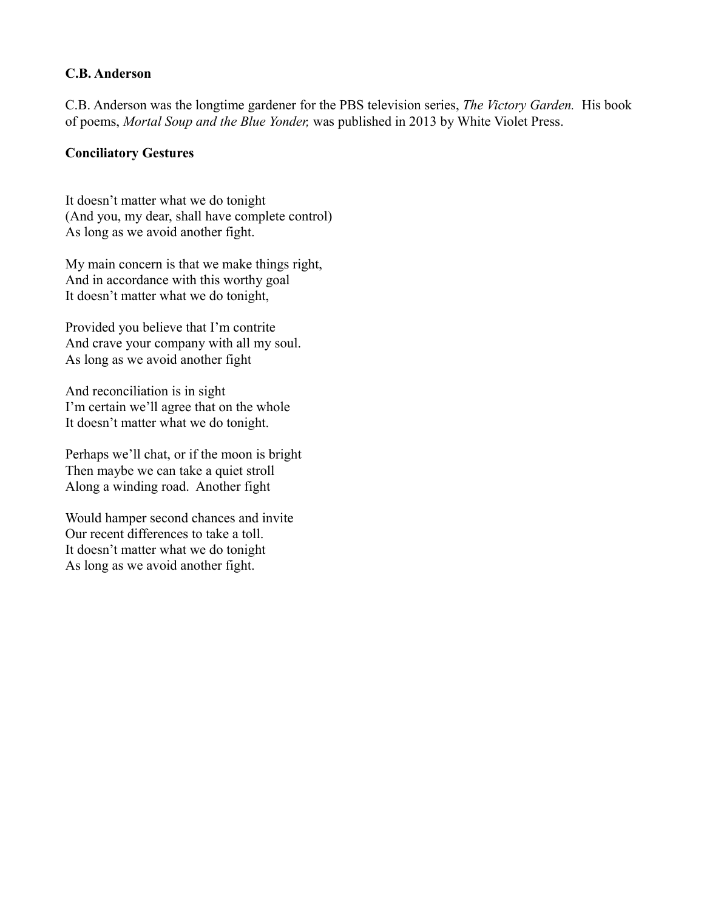**C.B. Anderson**

C.B. Anderson was the longtime gardener for the PBS television series, *The Victory Garden.* His book of poems, *Mortal Soup and the Blue Yonder,* was published in 2013 by White Violet Press.

**Conciliatory Gestures**

It doesn't matter what we do tonight
(And you, my dear, shall have complete control)
As long as we avoid another fight.

My main concern is that we make things right,
And in accordance with this worthy goal
It doesn't matter what we do tonight,

Provided you believe that I'm contrite
And crave your company with all my soul.
As long as we avoid another fight

And reconciliation is in sight
I'm certain we'll agree that on the whole
It doesn't matter what we do tonight.

Perhaps we'll chat, or if the moon is bright
Then maybe we can take a quiet stroll
Along a winding road. Another fight

Would hamper second chances and invite
Our recent differences to take a toll.
It doesn't matter what we do tonight
As long as we avoid another fight.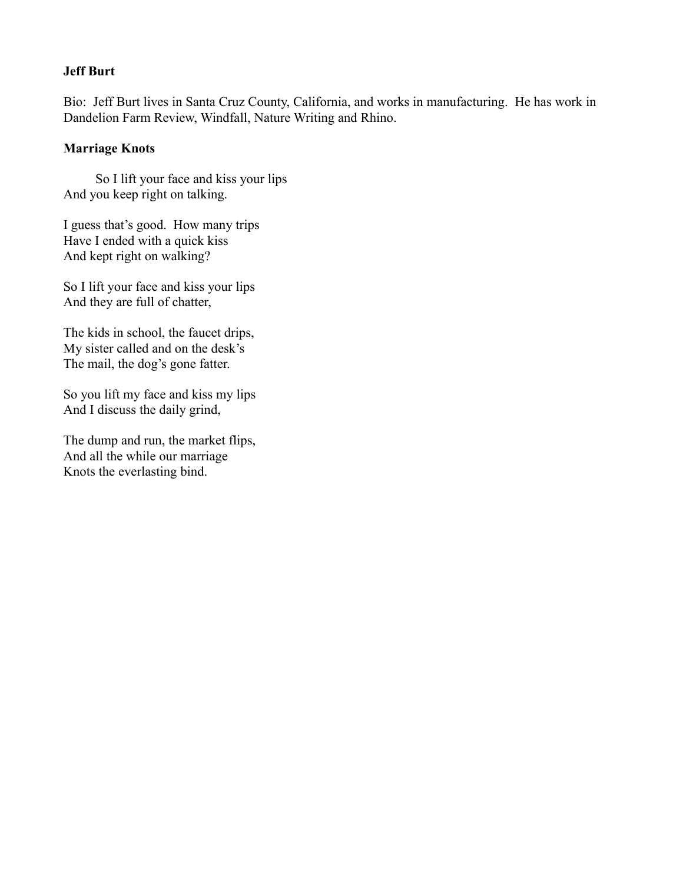**Jeff Burt**

Bio: Jeff Burt lives in Santa Cruz County, California, and works in manufacturing. He has work in Dandelion Farm Review, Windfall, Nature Writing and Rhino.

**Marriage Knots**

So I lift your face and kiss your lips  
And you keep right on talking.

I guess that's good. How many trips  
Have I ended with a quick kiss  
And kept right on walking?

So I lift your face and kiss your lips  
And they are full of chatter,

The kids in school, the faucet drips,  
My sister called and on the desk's  
The mail, the dog's gone fatter.

So you lift my face and kiss my lips  
And I discuss the daily grind,

The dump and run, the market flips,  
And all the while our marriage  
Knots the everlasting bind.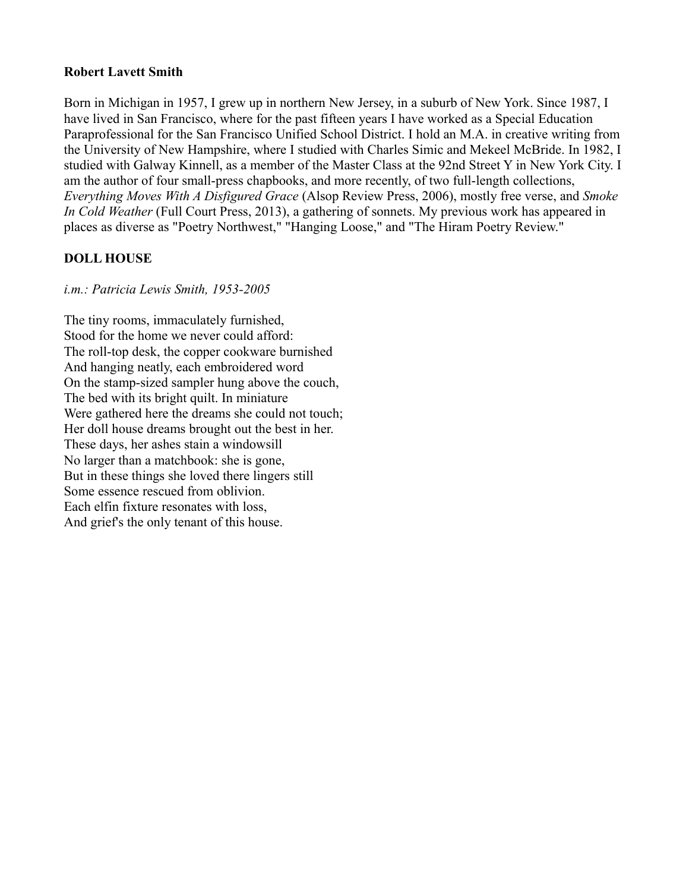**Robert Lavett Smith**

Born in Michigan in 1957, I grew up in northern New Jersey, in a suburb of New York. Since 1987, I have lived in San Francisco, where for the past fifteen years I have worked as a Special Education Paraprofessional for the San Francisco Unified School District. I hold an M.A. in creative writing from the University of New Hampshire, where I studied with Charles Simic and Mekeel McBride. In 1982, I studied with Galway Kinnell, as a member of the Master Class at the 92nd Street Y in New York City. I am the author of four small-press chapbooks, and more recently, of two full-length collections, *Everything Moves With A Disfigured Grace* (Alsop Review Press, 2006), mostly free verse, and *Smoke In Cold Weather* (Full Court Press, 2013), a gathering of sonnets. My previous work has appeared in places as diverse as "Poetry Northwest," "Hanging Loose," and "The Hiram Poetry Review."

**DOLL HOUSE**

*i.m.: Patricia Lewis Smith, 1953-2005*

The tiny rooms, immaculately furnished,  
Stood for the home we never could afford:  
The roll-top desk, the copper cookware burnished  
And hanging neatly, each embroidered word  
On the stamp-sized sampler hung above the couch,  
The bed with its bright quilt. In miniature  
Were gathered here the dreams she could not touch;  
Her doll house dreams brought out the best in her.  
These days, her ashes stain a windowsill  
No larger than a matchbook: she is gone,  
But in these things she loved there lingers still  
Some essence rescued from oblivion.  
Each elfin fixture resonates with loss,  
And grief's the only tenant of this house.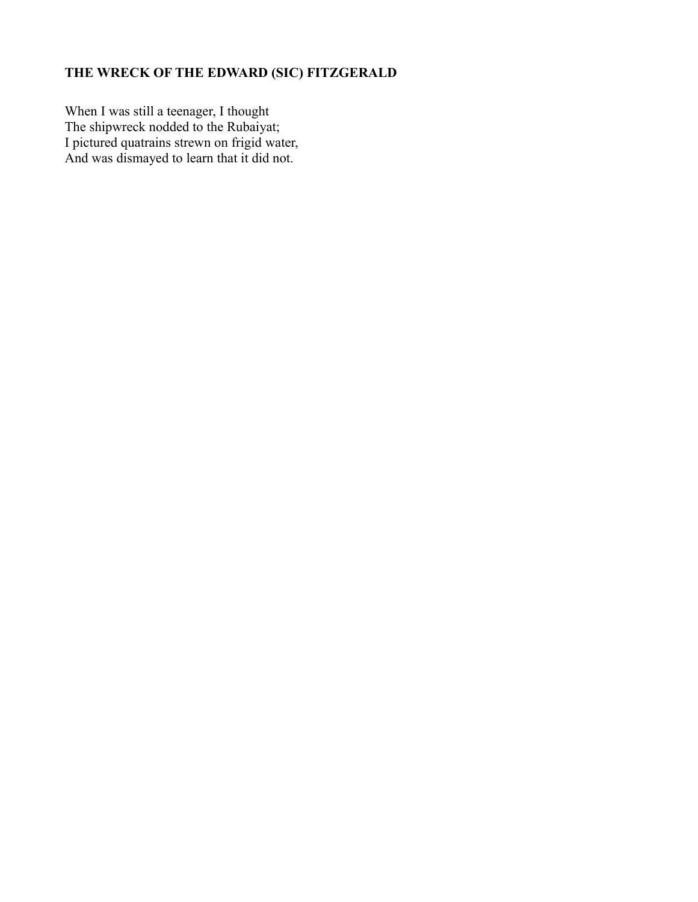**THE WRECK OF THE EDWARD (SIC) FITZGERALD**

When I was still a teenager, I thought
The shipwreck nodded to the Rubaiyat;
I pictured quatrains strewn on frigid water,
And was dismayed to learn that it did not.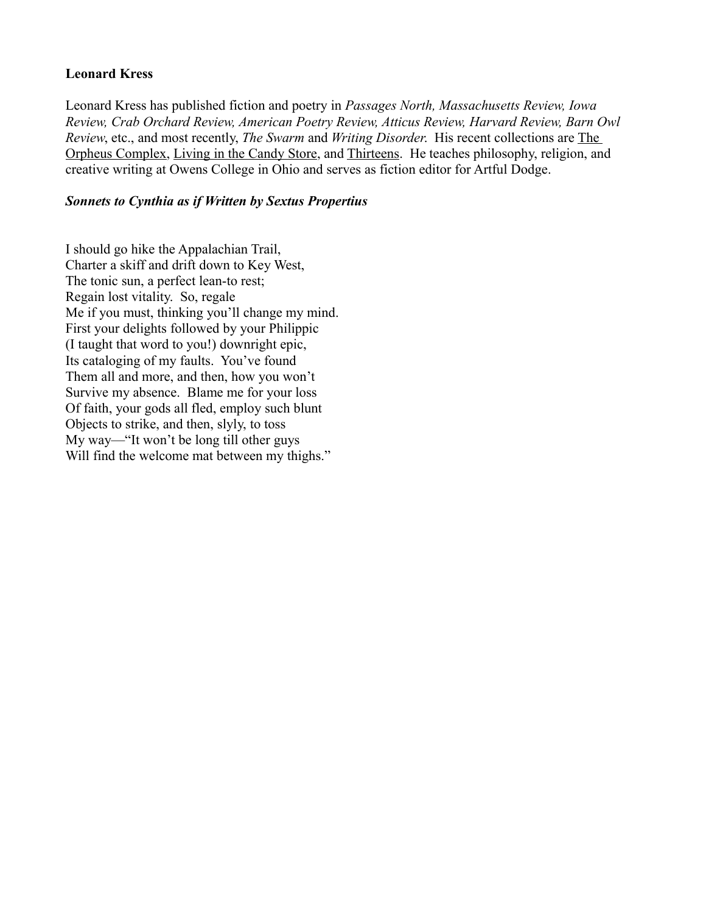**Leonard Kress**

Leonard Kress has published fiction and poetry in *Passages North, Massachusetts Review, Iowa Review, Crab Orchard Review, American Poetry Review, Atticus Review, Harvard Review, Barn Owl Review*, etc., and most recently, *The Swarm* and *Writing Disorder.* His recent collections are The Orpheus Complex, Living in the Candy Store, and Thirteens. He teaches philosophy, religion, and creative writing at Owens College in Ohio and serves as fiction editor for Artful Dodge.

***Sonnets to Cynthia as if Written by Sextus Propertius***

I should go hike the Appalachian Trail,  
Charter a skiff and drift down to Key West,  
The tonic sun, a perfect lean-to rest;  
Regain lost vitality. So, regale  
Me if you must, thinking you'll change my mind.  
First your delights followed by your Philippic  
(I taught that word to you!) downright epic,  
Its cataloging of my faults. You've found  
Them all and more, and then, how you won't  
Survive my absence. Blame me for your loss  
Of faith, your gods all fled, employ such blunt  
Objects to strike, and then, slyly, to toss  
My way—"It won't be long till other guys  
Will find the welcome mat between my thighs."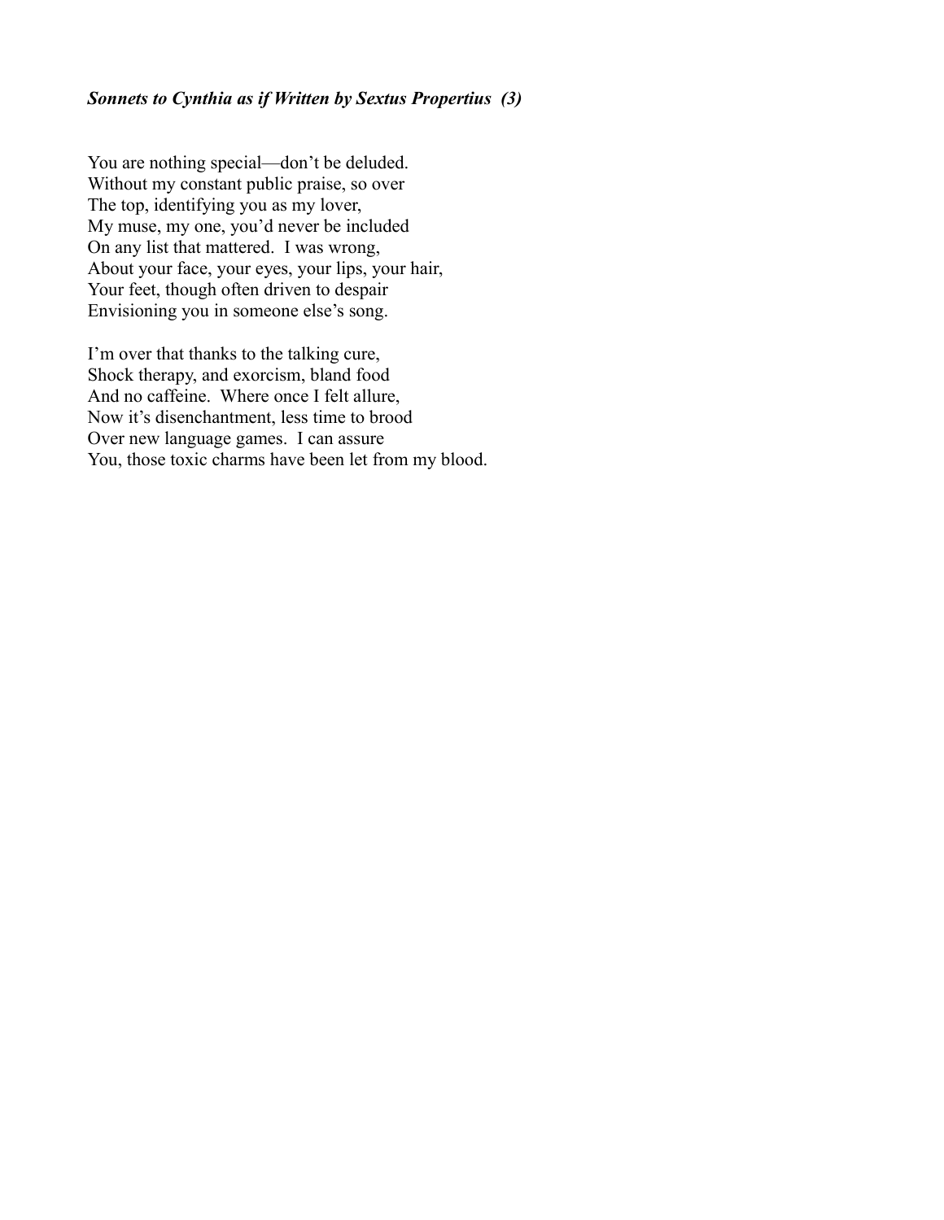***Sonnets to Cynthia as if Written by Sextus Propertius (3)***

You are nothing special—don't be deluded.  
Without my constant public praise, so over  
The top, identifying you as my lover,  
My muse, my one, you'd never be included  
On any list that mattered.  I was wrong,  
About your face, your eyes, your lips, your hair,  
Your feet, though often driven to despair  
Envisioning you in someone else's song.

I'm over that thanks to the talking cure,  
Shock therapy, and exorcism, bland food  
And no caffeine.  Where once I felt allure,  
Now it's disenchantment, less time to brood  
Over new language games.  I can assure  
You, those toxic charms have been let from my blood.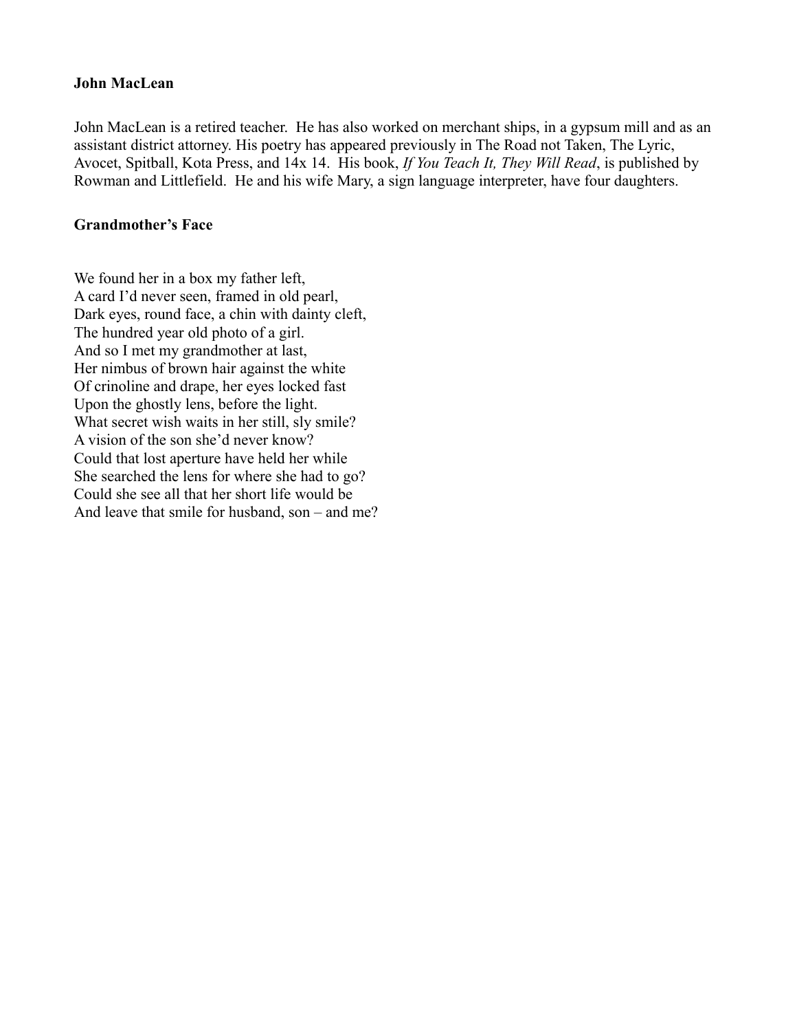### John MacLean

John MacLean is a retired teacher. He has also worked on merchant ships, in a gypsum mill and as an assistant district attorney. His poetry has appeared previously in The Road not Taken, The Lyric, Avocet, Spitball, Kota Press, and 14x 14. His book, *If You Teach It, They Will Read*, is published by Rowman and Littlefield. He and his wife Mary, a sign language interpreter, have four daughters.

### Grandmother's Face

We found her in a box my father left,  
A card I'd never seen, framed in old pearl,  
Dark eyes, round face, a chin with dainty cleft,  
The hundred year old photo of a girl.  
And so I met my grandmother at last,  
Her nimbus of brown hair against the white  
Of crinoline and drape, her eyes locked fast  
Upon the ghostly lens, before the light.  
What secret wish waits in her still, sly smile?  
A vision of the son she'd never know?  
Could that lost aperture have held her while  
She searched the lens for where she had to go?  
Could she see all that her short life would be  
And leave that smile for husband, son – and me?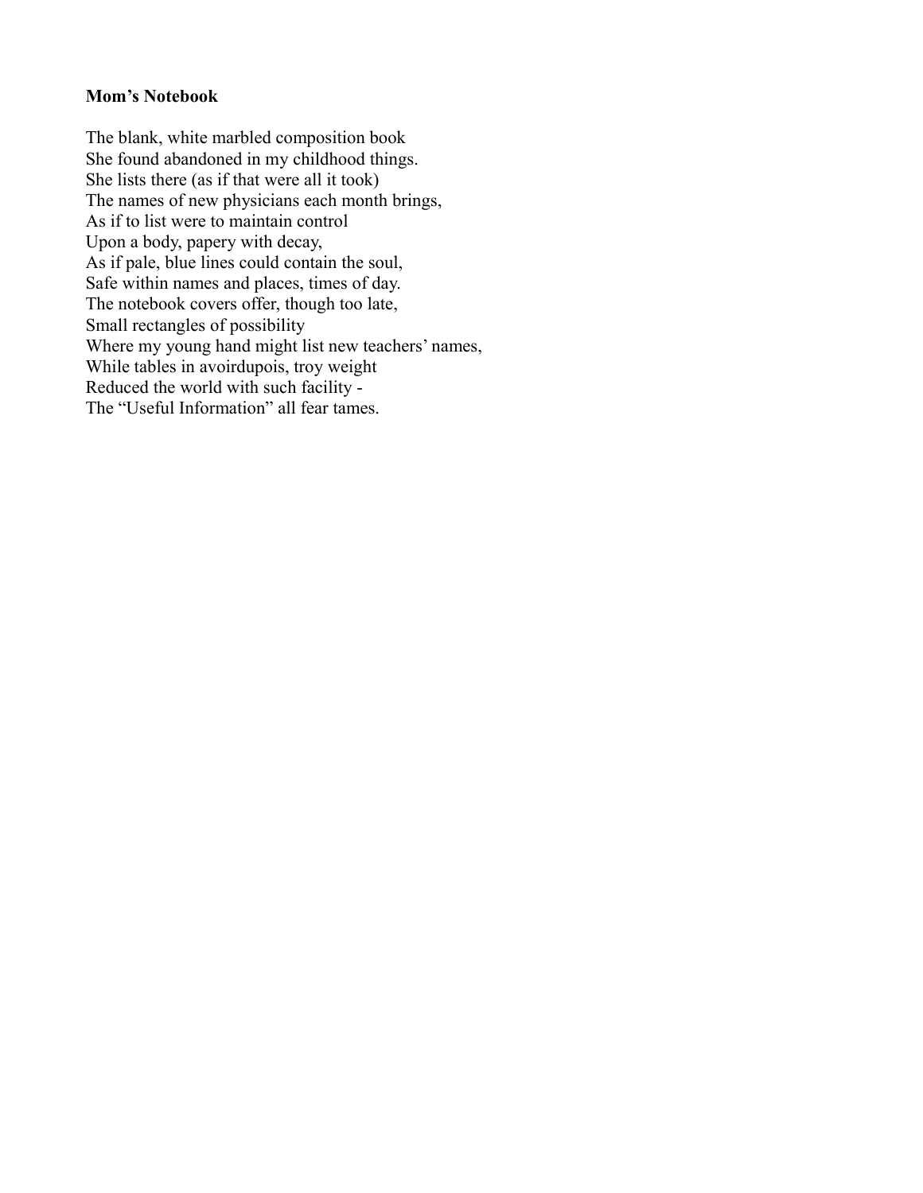**Mom's Notebook**

The blank, white marbled composition book  
She found abandoned in my childhood things.  
She lists there (as if that were all it took)  
The names of new physicians each month brings,  
As if to list were to maintain control  
Upon a body, papery with decay,  
As if pale, blue lines could contain the soul,  
Safe within names and places, times of day.  
The notebook covers offer, though too late,  
Small rectangles of possibility  
Where my young hand might list new teachers' names,  
While tables in avoirdupois, troy weight  
Reduced the world with such facility -  
The "Useful Information" all fear tames.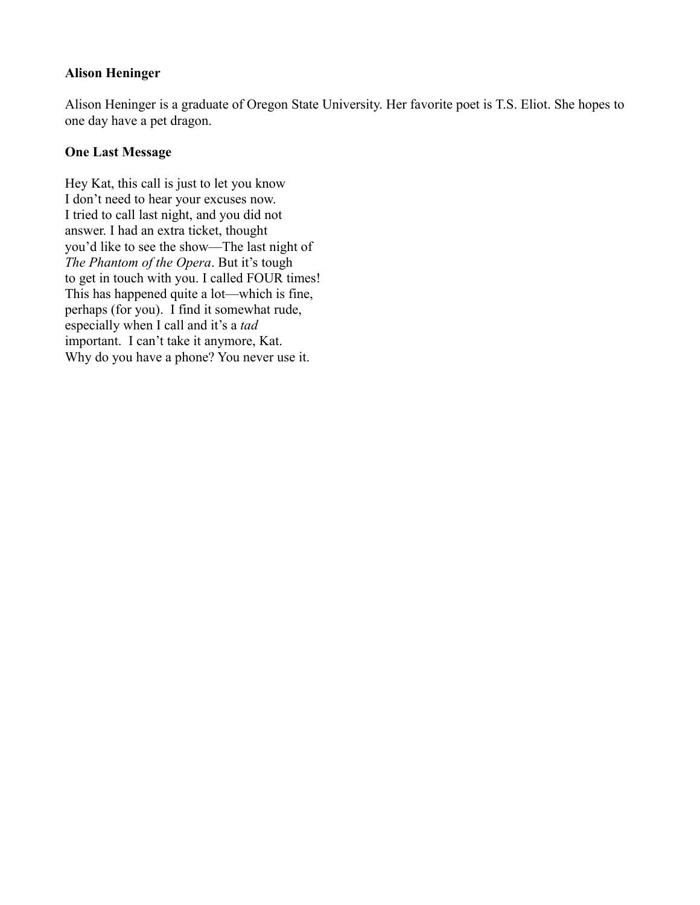**Alison Heninger**

Alison Heninger is a graduate of Oregon State University. Her favorite poet is T.S. Eliot. She hopes to one day have a pet dragon.

**One Last Message**

Hey Kat, this call is just to let you know  
I don't need to hear your excuses now.  
I tried to call last night, and you did not  
answer. I had an extra ticket, thought  
you'd like to see the show—The last night of  
*The Phantom of the Opera*. But it's tough  
to get in touch with you. I called FOUR times!  
This has happened quite a lot—which is fine,  
perhaps (for you). I find it somewhat rude,  
especially when I call and it's a *tad*  
important. I can't take it anymore, Kat.  
Why do you have a phone? You never use it.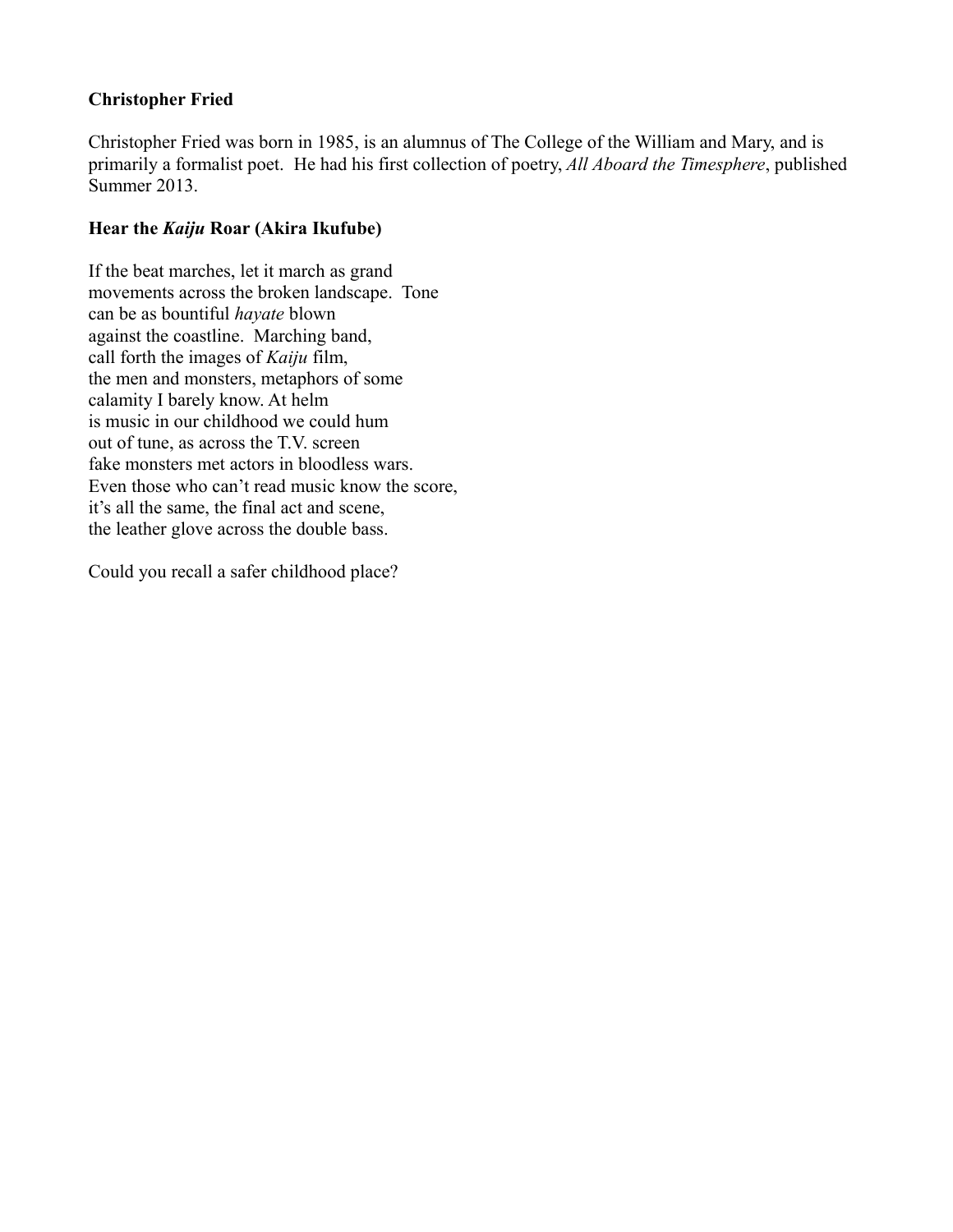**Christopher Fried**

Christopher Fried was born in 1985, is an alumnus of The College of the William and Mary, and is primarily a formalist poet. He had his first collection of poetry, *All Aboard the Timesphere*, published Summer 2013.

**Hear the *Kaiju* Roar (Akira Ikufube)**

If the beat marches, let it march as grand  
movements across the broken landscape. Tone  
can be as bountiful *hayate* blown  
against the coastline. Marching band,  
call forth the images of *Kaiju* film,  
the men and monsters, metaphors of some  
calamity I barely know. At helm  
is music in our childhood we could hum  
out of tune, as across the T.V. screen  
fake monsters met actors in bloodless wars.  
Even those who can't read music know the score,  
it's all the same, the final act and scene,  
the leather glove across the double bass.

Could you recall a safer childhood place?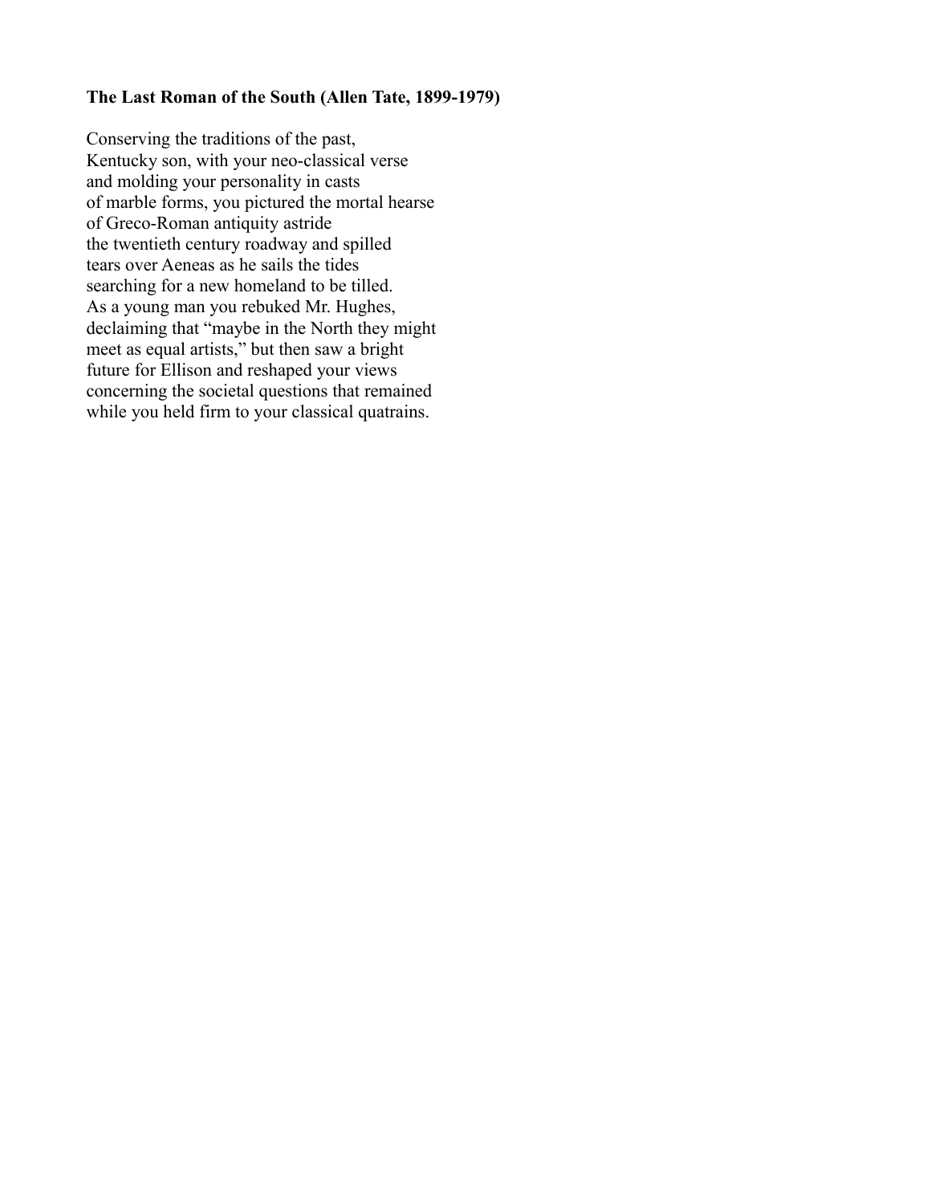**The Last Roman of the South (Allen Tate, 1899-1979)**

Conserving the traditions of the past,  
Kentucky son, with your neo-classical verse  
and molding your personality in casts  
of marble forms, you pictured the mortal hearse  
of Greco-Roman antiquity astride  
the twentieth century roadway and spilled  
tears over Aeneas as he sails the tides  
searching for a new homeland to be tilled.  
As a young man you rebuked Mr. Hughes,  
declaiming that “maybe in the North they might  
meet as equal artists,” but then saw a bright  
future for Ellison and reshaped your views  
concerning the societal questions that remained  
while you held firm to your classical quatrains.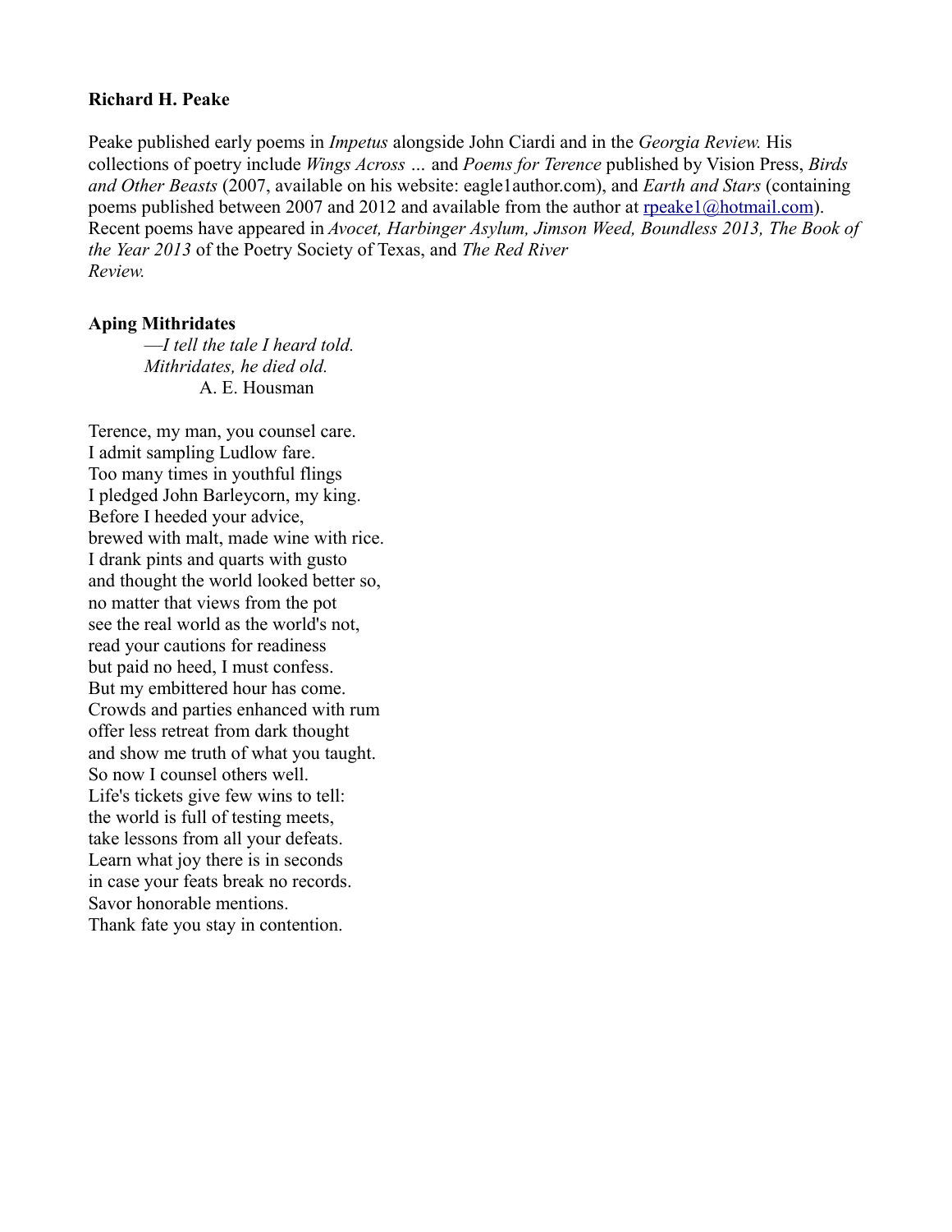**Richard H. Peake**

Peake published early poems in *Impetus* alongside John Ciardi and in the *Georgia Review.* His collections of poetry include *Wings Across …* and *Poems for Terence* published by Vision Press, *Birds and Other Beasts* (2007, available on his website: eagle1author.com), and *Earth and Stars* (containing poems published between 2007 and 2012 and available from the author at rpeake1@hotmail.com). Recent poems have appeared in *Avocet, Harbinger Asylum, Jimson Weed, Boundless 2013, The Book of the Year 2013* of the Poetry Society of Texas, and *The Red River Review.*

**Aping Mithridates**

*—I tell the tale I heard told.*
*Mithridates, he died old.*
A. E. Housman

Terence, my man, you counsel care.
I admit sampling Ludlow fare.
Too many times in youthful flings
I pledged John Barleycorn, my king.
Before I heeded your advice,
brewed with malt, made wine with rice.
I drank pints and quarts with gusto
and thought the world looked better so,
no matter that views from the pot
see the real world as the world's not,
read your cautions for readiness
but paid no heed, I must confess.
But my embittered hour has come.
Crowds and parties enhanced with rum
offer less retreat from dark thought
and show me truth of what you taught.
So now I counsel others well.
Life's tickets give few wins to tell:
the world is full of testing meets,
take lessons from all your defeats.
Learn what joy there is in seconds
in case your feats break no records.
Savor honorable mentions.
Thank fate you stay in contention.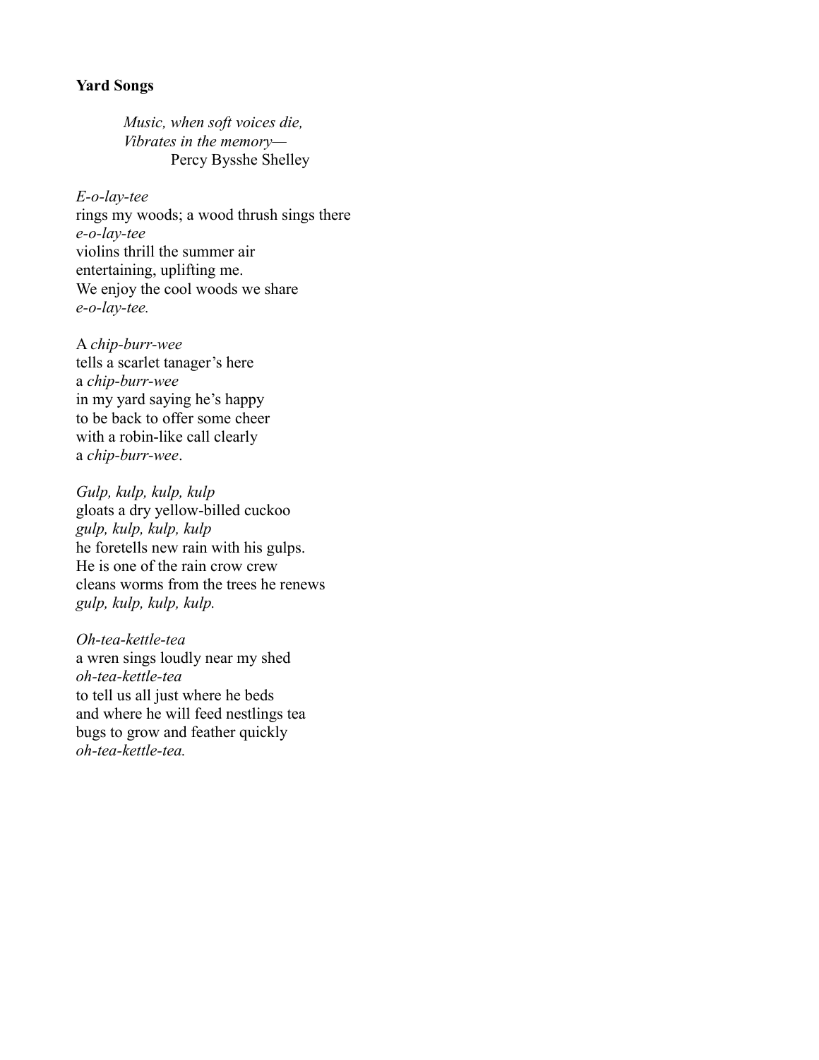**Yard Songs**

> *Music, when soft voices die,*
> *Vibrates in the memory—*
> Percy Bysshe Shelley

*E-o-lay-tee*
rings my woods; a wood thrush sings there
*e-o-lay-tee*
violins thrill the summer air
entertaining, uplifting me.
We enjoy the cool woods we share
*e-o-lay-tee.*

A *chip-burr-wee*
tells a scarlet tanager's here
a *chip-burr-wee*
in my yard saying he's happy
to be back to offer some cheer
with a robin-like call clearly
a *chip-burr-wee*.

*Gulp, kulp, kulp, kulp*
gloats a dry yellow-billed cuckoo
*gulp, kulp, kulp, kulp*
he foretells new rain with his gulps.
He is one of the rain crow crew
cleans worms from the trees he renews
*gulp, kulp, kulp, kulp.*

*Oh-tea-kettle-tea*
a wren sings loudly near my shed
*oh-tea-kettle-tea*
to tell us all just where he beds
and where he will feed nestlings tea
bugs to grow and feather quickly
*oh-tea-kettle-tea.*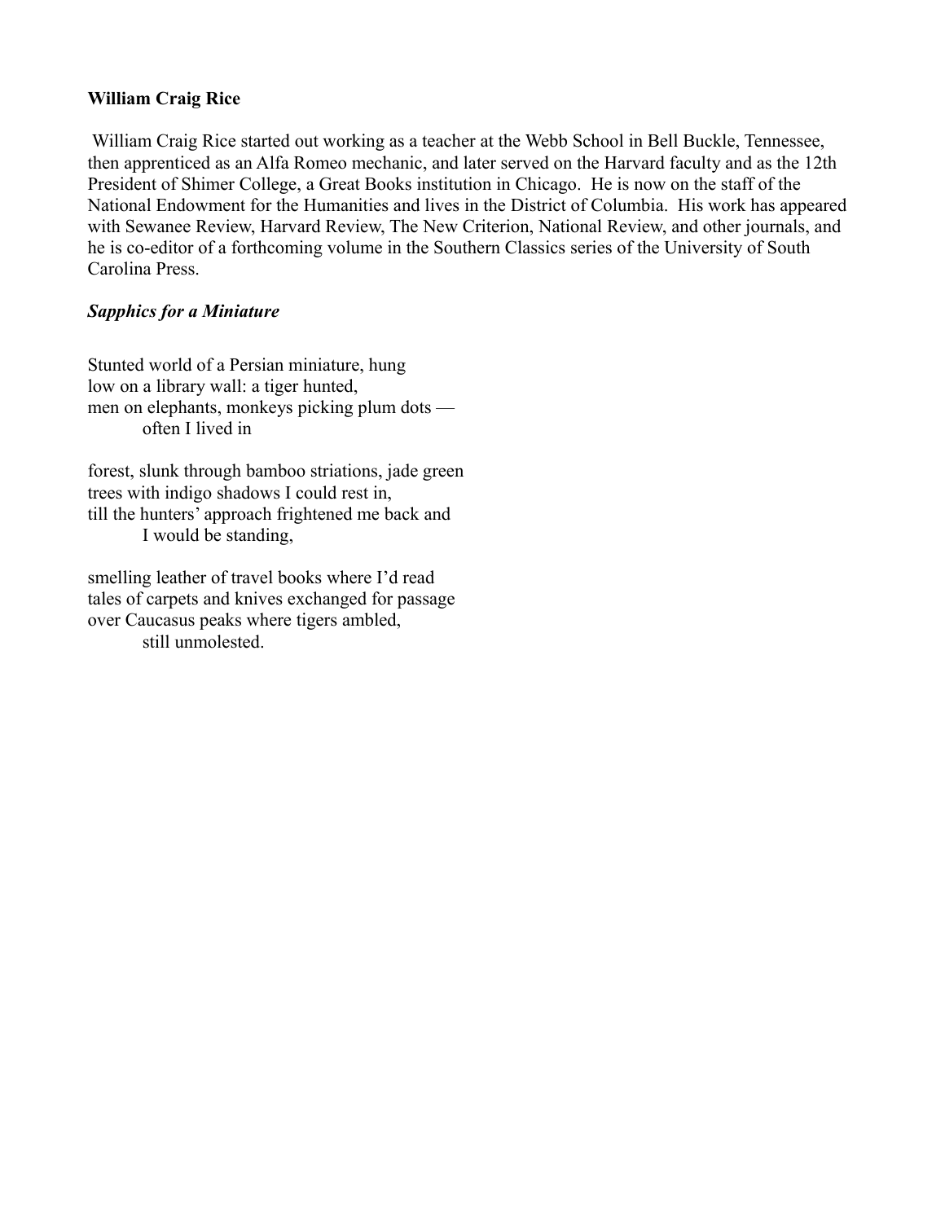**William Craig Rice**

William Craig Rice started out working as a teacher at the Webb School in Bell Buckle, Tennessee, then apprenticed as an Alfa Romeo mechanic, and later served on the Harvard faculty and as the 12th President of Shimer College, a Great Books institution in Chicago. He is now on the staff of the National Endowment for the Humanities and lives in the District of Columbia. His work has appeared with Sewanee Review, Harvard Review, The New Criterion, National Review, and other journals, and he is co-editor of a forthcoming volume in the Southern Classics series of the University of South Carolina Press.

***Sapphics for a Miniature***

Stunted world of a Persian miniature, hung  
low on a library wall: a tiger hunted,  
men on elephants, monkeys picking plum dots —  
&nbsp;&nbsp;&nbsp;&nbsp;&nbsp;&nbsp;&nbsp;&nbsp;often I lived in

forest, slunk through bamboo striations, jade green  
trees with indigo shadows I could rest in,  
till the hunters' approach frightened me back and  
&nbsp;&nbsp;&nbsp;&nbsp;&nbsp;&nbsp;&nbsp;&nbsp;I would be standing,

smelling leather of travel books where I'd read  
tales of carpets and knives exchanged for passage  
over Caucasus peaks where tigers ambled,  
&nbsp;&nbsp;&nbsp;&nbsp;&nbsp;&nbsp;&nbsp;&nbsp;still unmolested.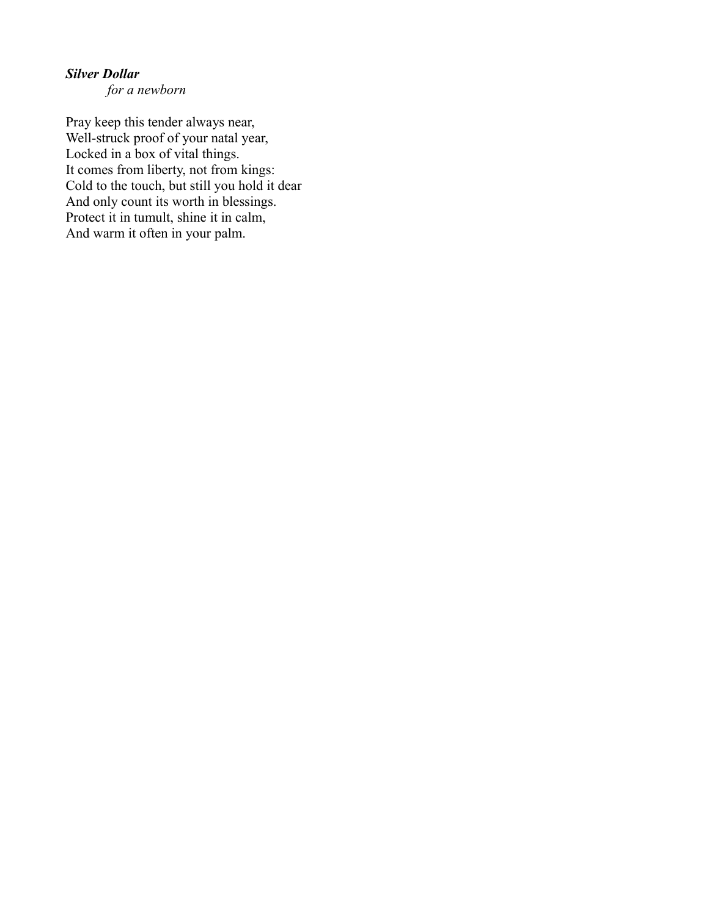***Silver Dollar***

*for a newborn*

Pray keep this tender always near,  
Well-struck proof of your natal year,  
Locked in a box of vital things.  
It comes from liberty, not from kings:  
Cold to the touch, but still you hold it dear  
And only count its worth in blessings.  
Protect it in tumult, shine it in calm,  
And warm it often in your palm.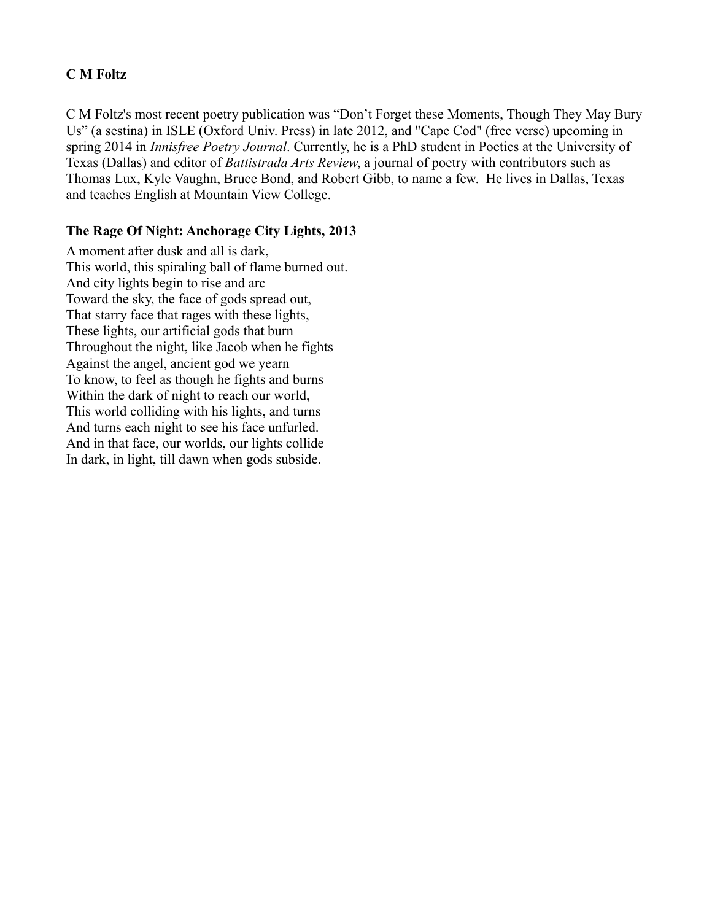**C M Foltz**

C M Foltz's most recent poetry publication was "Don't Forget these Moments, Though They May Bury Us" (a sestina) in ISLE (Oxford Univ. Press) in late 2012, and "Cape Cod" (free verse) upcoming in spring 2014 in *Innisfree Poetry Journal*. Currently, he is a PhD student in Poetics at the University of Texas (Dallas) and editor of *Battistrada Arts Review*, a journal of poetry with contributors such as Thomas Lux, Kyle Vaughn, Bruce Bond, and Robert Gibb, to name a few. He lives in Dallas, Texas and teaches English at Mountain View College.

**The Rage Of Night: Anchorage City Lights, 2013**

A moment after dusk and all is dark,  
This world, this spiraling ball of flame burned out.  
And city lights begin to rise and arc  
Toward the sky, the face of gods spread out,  
That starry face that rages with these lights,  
These lights, our artificial gods that burn  
Throughout the night, like Jacob when he fights  
Against the angel, ancient god we yearn  
To know, to feel as though he fights and burns  
Within the dark of night to reach our world,  
This world colliding with his lights, and turns  
And turns each night to see his face unfurled.  
And in that face, our worlds, our lights collide  
In dark, in light, till dawn when gods subside.